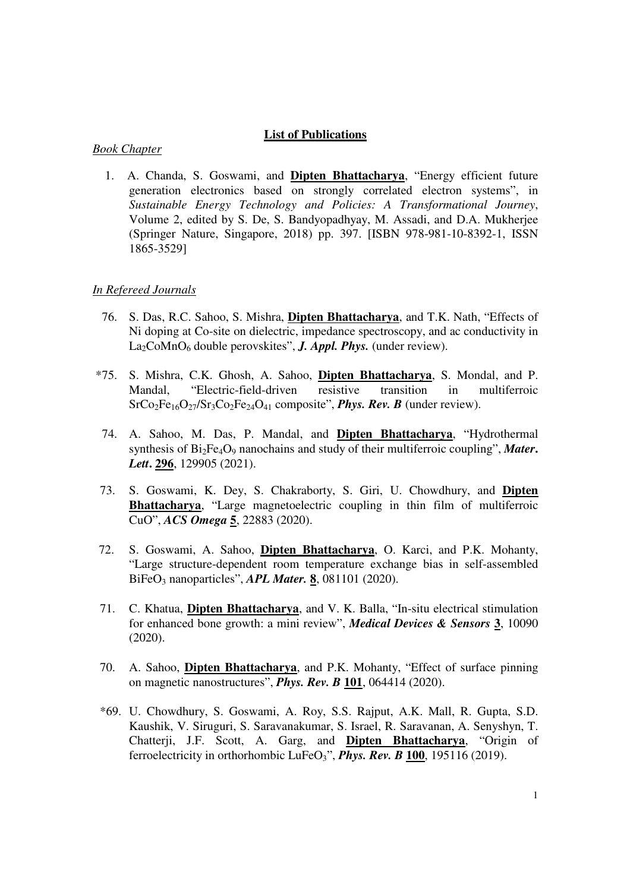# List of Publications

*Book Chapter*

1. A. Chanda, S. Goswami, and **Dipten Bhattacharya**, "Energy efficient future generation electronics based on strongly correlated electron systems", in *Sustainable Energy Technology and Policies: A Transformational Journey*, Volume 2, edited by S. De, S. Bandyopadhyay, M. Assadi, and D.A. Mukherjee (Springer Nature, Singapore, 2018) pp. 397. [ISBN 978-981-10-8392-1, ISSN 1865-3529]

*In Refereed Journals*

76. S. Das, R.C. Sahoo, S. Mishra, **Dipten Bhattacharya**, and T.K. Nath, "Effects of Ni doping at Co-site on dielectric, impedance spectroscopy, and ac conductivity in $La_2CoMnO_6$ double perovskites", ***J. Appl. Phys.*** (under review).

*75. S. Mishra, C.K. Ghosh, A. Sahoo, **Dipten Bhattacharya**, S. Mondal, and P. Mandal, "Electric-field-driven resistive transition in multiferroic $SrCo_2Fe_{16}O_{27}/Sr_3Co_2Fe_{24}O_{41}$ composite", ***Phys. Rev. B*** (under review).

74. A. Sahoo, M. Das, P. Mandal, and **Dipten Bhattacharya**, "Hydrothermal synthesis of $Bi_2Fe_4O_9$ nanochains and study of their multiferroic coupling", ***Mater. Lett.*** **296**, 129905 (2021).

73. S. Goswami, K. Dey, S. Chakraborty, S. Giri, U. Chowdhury, and **Dipten Bhattacharya**, "Large magnetoelectric coupling in thin film of multiferroic CuO", ***ACS Omega*** **5**, 22883 (2020).

72. S. Goswami, A. Sahoo, **Dipten Bhattacharya**, O. Karci, and P.K. Mohanty, "Large structure-dependent room temperature exchange bias in self-assembled $BiFeO_3$ nanoparticles", ***APL Mater.*** **8**, 081101 (2020).

71. C. Khatua, **Dipten Bhattacharya**, and V. K. Balla, "In-situ electrical stimulation for enhanced bone growth: a mini review", ***Medical Devices & Sensors*** **3**, 10090 (2020).

70. A. Sahoo, **Dipten Bhattacharya**, and P.K. Mohanty, "Effect of surface pinning on magnetic nanostructures", ***Phys. Rev. B*** **101**, 064414 (2020).

*69. U. Chowdhury, S. Goswami, A. Roy, S.S. Rajput, A.K. Mall, R. Gupta, S.D. Kaushik, V. Siruguri, S. Saravanakumar, S. Israel, R. Saravanan, A. Senyshyn, T. Chatterji, J.F. Scott, A. Garg, and **Dipten Bhattacharya**, "Origin of ferroelectricity in orthorhombic $LuFeO_3$", ***Phys. Rev. B*** **100**, 195116 (2019).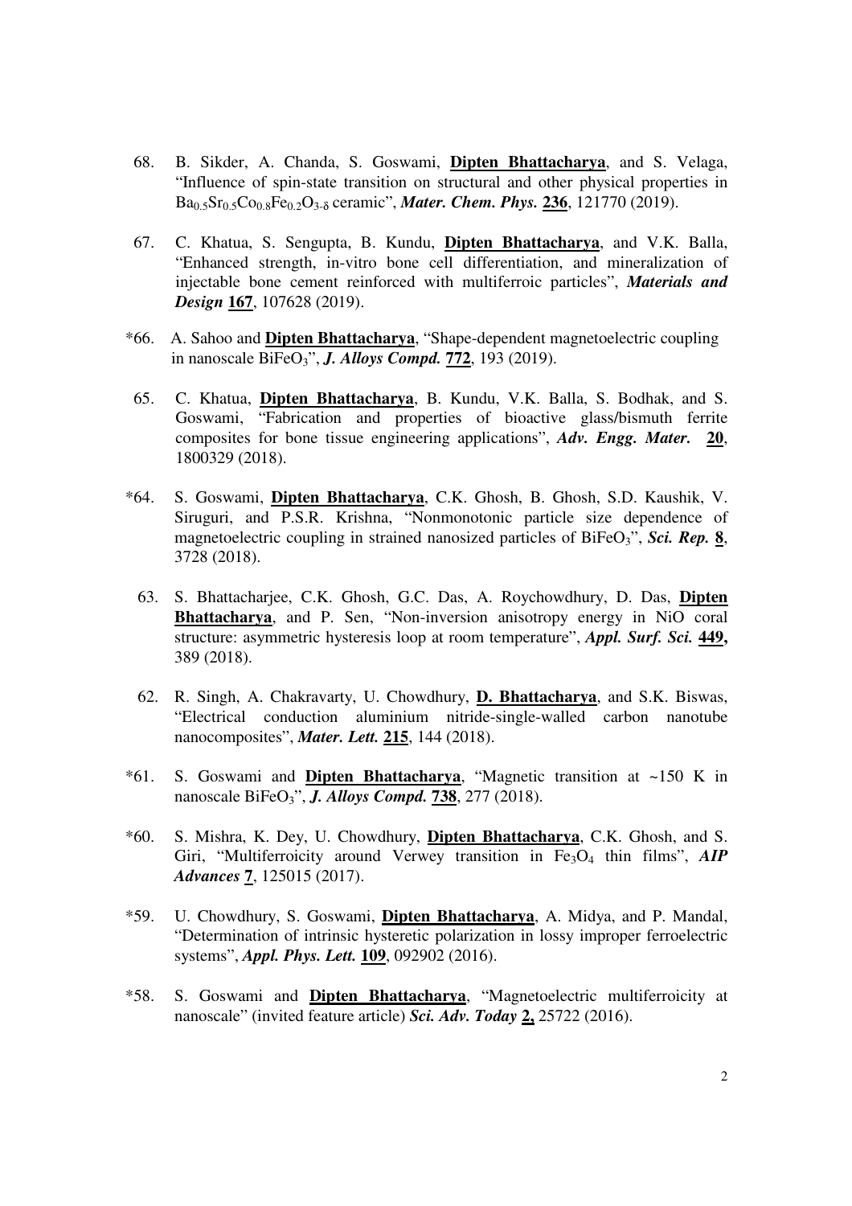68. B. Sikder, A. Chanda, S. Goswami, **Dipten Bhattacharya**, and S. Velaga, "Influence of spin-state transition on structural and other physical properties in $Ba_{0.5}Sr_{0.5}Co_{0.8}Fe_{0.2}O_{3-\delta}$ ceramic", ***Mater. Chem. Phys.*** **236**, 121770 (2019).

67. C. Khatua, S. Sengupta, B. Kundu, **Dipten Bhattacharya**, and V.K. Balla, "Enhanced strength, in-vitro bone cell differentiation, and mineralization of injectable bone cement reinforced with multiferroic particles", ***Materials and Design*** **167**, 107628 (2019).

*66. A. Sahoo and **Dipten Bhattacharya**, "Shape-dependent magnetoelectric coupling in nanoscale $BiFeO_3$", ***J. Alloys Compd.*** **772**, 193 (2019).

65. C. Khatua, **Dipten Bhattacharya**, B. Kundu, V.K. Balla, S. Bodhak, and S. Goswami, "Fabrication and properties of bioactive glass/bismuth ferrite composites for bone tissue engineering applications", ***Adv. Engg. Mater.*** **20**, 1800329 (2018).

*64. S. Goswami, **Dipten Bhattacharya**, C.K. Ghosh, B. Ghosh, S.D. Kaushik, V. Siruguri, and P.S.R. Krishna, "Nonmonotonic particle size dependence of magnetoelectric coupling in strained nanosized particles of $BiFeO_3$", ***Sci. Rep.*** **8**, 3728 (2018).

63. S. Bhattacharjee, C.K. Ghosh, G.C. Das, A. Roychowdhury, D. Das, **Dipten Bhattacharya**, and P. Sen, "Non-inversion anisotropy energy in NiO coral structure: asymmetric hysteresis loop at room temperature", ***Appl. Surf. Sci.*** **449,** 389 (2018).

62. R. Singh, A. Chakravarty, U. Chowdhury, **D. Bhattacharya**, and S.K. Biswas, "Electrical conduction aluminium nitride-single-walled carbon nanotube nanocomposites", ***Mater. Lett.*** **215**, 144 (2018).

*61. S. Goswami and **Dipten Bhattacharya**, "Magnetic transition at ~150 K in nanoscale $BiFeO_3$", ***J. Alloys Compd.*** **738**, 277 (2018).

*60. S. Mishra, K. Dey, U. Chowdhury, **Dipten Bhattacharya**, C.K. Ghosh, and S. Giri, "Multiferroicity around Verwey transition in $Fe_3O_4$ thin films", ***AIP Advances*** **7**, 125015 (2017).

*59. U. Chowdhury, S. Goswami, **Dipten Bhattacharya**, A. Midya, and P. Mandal, "Determination of intrinsic hysteretic polarization in lossy improper ferroelectric systems", ***Appl. Phys. Lett.*** **109**, 092902 (2016).

*58. S. Goswami and **Dipten Bhattacharya**, "Magnetoelectric multiferroicity at nanoscale" (invited feature article) ***Sci. Adv. Today*** **2,** 25722 (2016).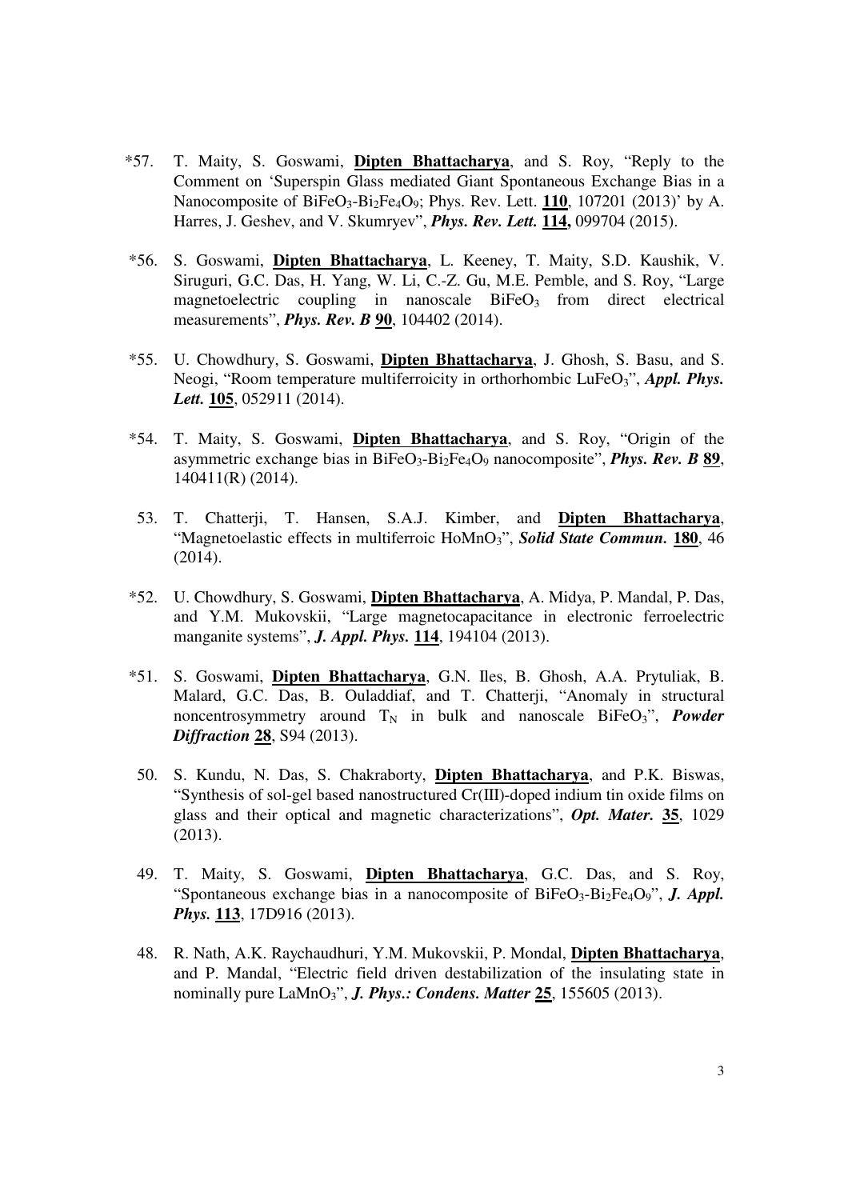*57. T. Maity, S. Goswami, **Dipten Bhattacharya**, and S. Roy, "Reply to the Comment on 'Superspin Glass mediated Giant Spontaneous Exchange Bias in a Nanocomposite of $BiFeO_3$-$Bi_2Fe_4O_9$; Phys. Rev. Lett. **110**, 107201 (2013)' by A. Harres, J. Geshev, and V. Skumryev", ***Phys. Rev. Lett.* 114,** 099704 (2015).

*56. S. Goswami, **Dipten Bhattacharya**, L. Keeney, T. Maity, S.D. Kaushik, V. Siruguri, G.C. Das, H. Yang, W. Li, C.-Z. Gu, M.E. Pemble, and S. Roy, "Large magnetoelectric coupling in nanoscale $BiFeO_3$ from direct electrical measurements", ***Phys. Rev. B*** **90**, 104402 (2014).

*55. U. Chowdhury, S. Goswami, **Dipten Bhattacharya**, J. Ghosh, S. Basu, and S. Neogi, "Room temperature multiferroicity in orthorhombic $LuFeO_3$", ***Appl. Phys. Lett.*** **105**, 052911 (2014).

*54. T. Maity, S. Goswami, **Dipten Bhattacharya**, and S. Roy, "Origin of the asymmetric exchange bias in $BiFeO_3$-$Bi_2Fe_4O_9$ nanocomposite", ***Phys. Rev. B*** **89**, 140411(R) (2014).

53. T. Chatterji, T. Hansen, S.A.J. Kimber, and **Dipten Bhattacharya**, "Magnetoelastic effects in multiferroic $HoMnO_3$", ***Solid State Commun.*** **180**, 46 (2014).

*52. U. Chowdhury, S. Goswami, **Dipten Bhattacharya**, A. Midya, P. Mandal, P. Das, and Y.M. Mukovskii, "Large magnetocapacitance in electronic ferroelectric manganite systems", ***J. Appl. Phys.*** **114**, 194104 (2013).

*51. S. Goswami, **Dipten Bhattacharya**, G.N. Iles, B. Ghosh, A.A. Prytuliak, B. Malard, G.C. Das, B. Ouladdiaf, and T. Chatterji, "Anomaly in structural noncentrosymmetry around $T_N$ in bulk and nanoscale $BiFeO_3$", ***Powder Diffraction*** **28**, S94 (2013).

50. S. Kundu, N. Das, S. Chakraborty, **Dipten Bhattacharya**, and P.K. Biswas, "Synthesis of sol-gel based nanostructured Cr(III)-doped indium tin oxide films on glass and their optical and magnetic characterizations", ***Opt. Mater.*** **35**, 1029 (2013).

49. T. Maity, S. Goswami, **Dipten Bhattacharya**, G.C. Das, and S. Roy, "Spontaneous exchange bias in a nanocomposite of $BiFeO_3$-$Bi_2Fe_4O_9$", ***J. Appl. Phys.*** **113**, 17D916 (2013).

48. R. Nath, A.K. Raychaudhuri, Y.M. Mukovskii, P. Mondal, **Dipten Bhattacharya**, and P. Mandal, "Electric field driven destabilization of the insulating state in nominally pure $LaMnO_3$", ***J. Phys.: Condens. Matter*** **25**, 155605 (2013).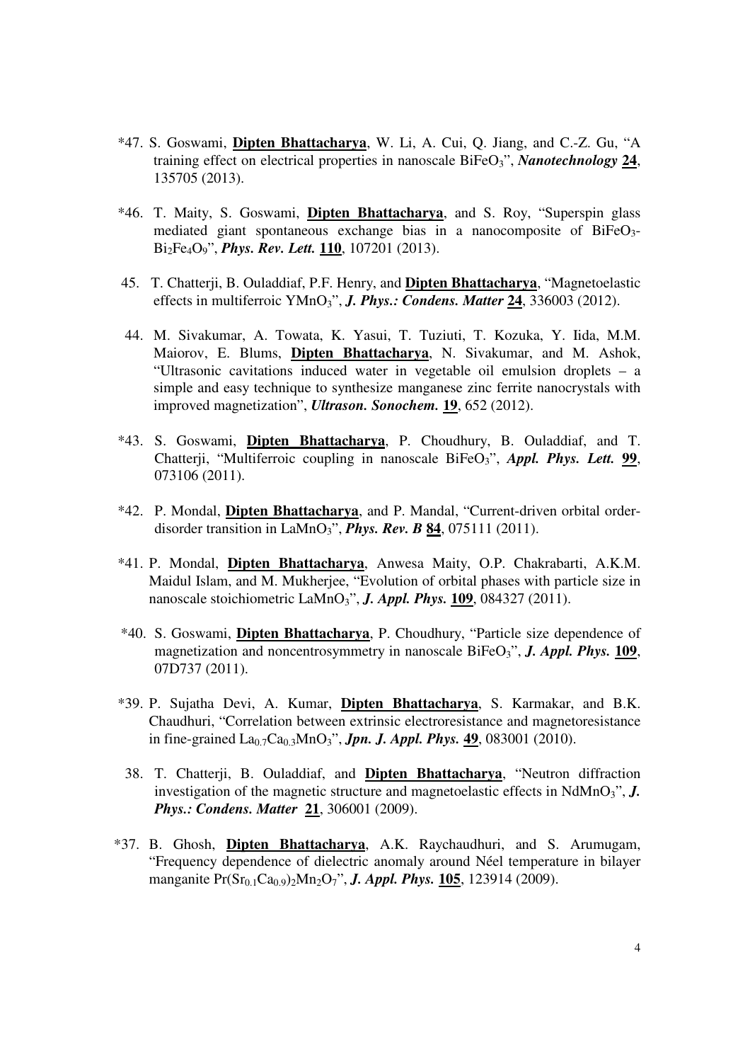*47. S. Goswami, **Dipten Bhattacharya**, W. Li, A. Cui, Q. Jiang, and C.-Z. Gu, "A training effect on electrical properties in nanoscale $BiFeO_3$", ***Nanotechnology* 24**, 135705 (2013).

*46. T. Maity, S. Goswami, **Dipten Bhattacharya**, and S. Roy, "Superspin glass mediated giant spontaneous exchange bias in a nanocomposite of $BiFeO_3$-$Bi_2Fe_4O_9$", ***Phys. Rev. Lett.* 110**, 107201 (2013).

45. T. Chatterji, B. Ouladdiaf, P.F. Henry, and **Dipten Bhattacharya**, "Magnetoelastic effects in multiferroic $YMnO_3$", ***J. Phys.: Condens. Matter* 24**, 336003 (2012).

44. M. Sivakumar, A. Towata, K. Yasui, T. Tuziuti, T. Kozuka, Y. Iida, M.M. Maiorov, E. Blums, **Dipten Bhattacharya**, N. Sivakumar, and M. Ashok, "Ultrasonic cavitations induced water in vegetable oil emulsion droplets – a simple and easy technique to synthesize manganese zinc ferrite nanocrystals with improved magnetization", ***Ultrason. Sonochem.* 19**, 652 (2012).

*43. S. Goswami, **Dipten Bhattacharya**, P. Choudhury, B. Ouladdiaf, and T. Chatterji, "Multiferroic coupling in nanoscale $BiFeO_3$", ***Appl. Phys. Lett.* 99**, 073106 (2011).

*42. P. Mondal, **Dipten Bhattacharya**, and P. Mandal, "Current-driven orbital order-disorder transition in $LaMnO_3$", ***Phys. Rev. B* 84**, 075111 (2011).

*41. P. Mondal, **Dipten Bhattacharya**, Anwesa Maity, O.P. Chakrabarti, A.K.M. Maidul Islam, and M. Mukherjee, "Evolution of orbital phases with particle size in nanoscale stoichiometric $LaMnO_3$", ***J. Appl. Phys.* 109**, 084327 (2011).

*40. S. Goswami, **Dipten Bhattacharya**, P. Choudhury, "Particle size dependence of magnetization and noncentrosymmetry in nanoscale $BiFeO_3$", ***J. Appl. Phys.* 109**, 07D737 (2011).

*39. P. Sujatha Devi, A. Kumar, **Dipten Bhattacharya**, S. Karmakar, and B.K. Chaudhuri, "Correlation between extrinsic electroresistance and magnetoresistance in fine-grained $La_{0.7}Ca_{0.3}MnO_3$", ***Jpn. J. Appl. Phys.* 49**, 083001 (2010).

38. T. Chatterji, B. Ouladdiaf, and **Dipten Bhattacharya**, "Neutron diffraction investigation of the magnetic structure and magnetoelastic effects in $NdMnO_3$", ***J. Phys.: Condens. Matter* 21**, 306001 (2009).

*37. B. Ghosh, **Dipten Bhattacharya**, A.K. Raychaudhuri, and S. Arumugam, "Frequency dependence of dielectric anomaly around Néel temperature in bilayer manganite $Pr(Sr_{0.1}Ca_{0.9})_2Mn_2O_7$", ***J. Appl. Phys.* 105**, 123914 (2009).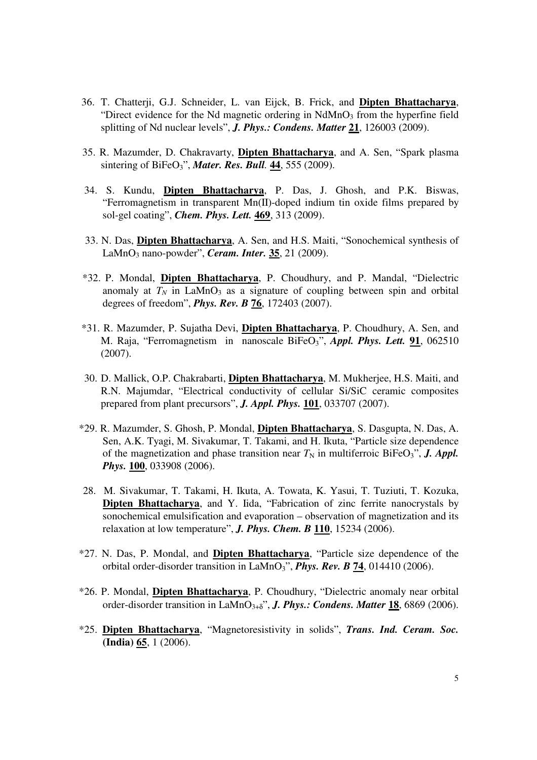36. T. Chatterji, G.J. Schneider, L. van Eijck, B. Frick, and **Dipten Bhattacharya**, "Direct evidence for the Nd magnetic ordering in $NdMnO_3$ from the hyperfine field splitting of Nd nuclear levels", ***J. Phys.: Condens. Matter*** **21**, 126003 (2009).

35. R. Mazumder, D. Chakravarty, **Dipten Bhattacharya**, and A. Sen, "Spark plasma sintering of $BiFeO_3$", ***Mater. Res. Bull.*** **44**, 555 (2009).

34. S. Kundu, **Dipten Bhattacharya**, P. Das, J. Ghosh, and P.K. Biswas, "Ferromagnetism in transparent Mn(II)-doped indium tin oxide films prepared by sol-gel coating", ***Chem. Phys. Lett.*** **469**, 313 (2009).

33. N. Das, **Dipten Bhattacharya**, A. Sen, and H.S. Maiti, "Sonochemical synthesis of $LaMnO_3$ nano-powder", ***Ceram. Inter.*** **35**, 21 (2009).

*32. P. Mondal, **Dipten Bhattacharya**, P. Choudhury, and P. Mandal, "Dielectric anomaly at $T_N$ in $LaMnO_3$ as a signature of coupling between spin and orbital degrees of freedom", ***Phys. Rev. B*** **76**, 172403 (2007).

*31. R. Mazumder, P. Sujatha Devi, **Dipten Bhattacharya**, P. Choudhury, A. Sen, and M. Raja, "Ferromagnetism in nanoscale $BiFeO_3$", ***Appl. Phys. Lett.*** **91**, 062510 (2007).

30. D. Mallick, O.P. Chakrabarti, **Dipten Bhattacharya**, M. Mukherjee, H.S. Maiti, and R.N. Majumdar, "Electrical conductivity of cellular Si/SiC ceramic composites prepared from plant precursors", ***J. Appl. Phys.*** **101**, 033707 (2007).

*29. R. Mazumder, S. Ghosh, P. Mondal, **Dipten Bhattacharya**, S. Dasgupta, N. Das, A. Sen, A.K. Tyagi, M. Sivakumar, T. Takami, and H. Ikuta, "Particle size dependence of the magnetization and phase transition near $T_N$ in multiferroic $BiFeO_3$", ***J. Appl. Phys.*** **100**, 033908 (2006).

28. M. Sivakumar, T. Takami, H. Ikuta, A. Towata, K. Yasui, T. Tuziuti, T. Kozuka, **Dipten Bhattacharya**, and Y. Iida, "Fabrication of zinc ferrite nanocrystals by sonochemical emulsification and evaporation – observation of magnetization and its relaxation at low temperature", ***J. Phys. Chem. B*** **110**, 15234 (2006).

*27. N. Das, P. Mondal, and **Dipten Bhattacharya**, "Particle size dependence of the orbital order-disorder transition in $LaMnO_3$", ***Phys. Rev. B*** **74**, 014410 (2006).

*26. P. Mondal, **Dipten Bhattacharya**, P. Choudhury, "Dielectric anomaly near orbital order-disorder transition in $LaMnO_{3+\delta}$", ***J. Phys.: Condens. Matter*** **18**, 6869 (2006).

*25. **Dipten Bhattacharya**, "Magnetoresistivity in solids", ***Trans. Ind. Ceram. Soc. (India)*** **65**, 1 (2006).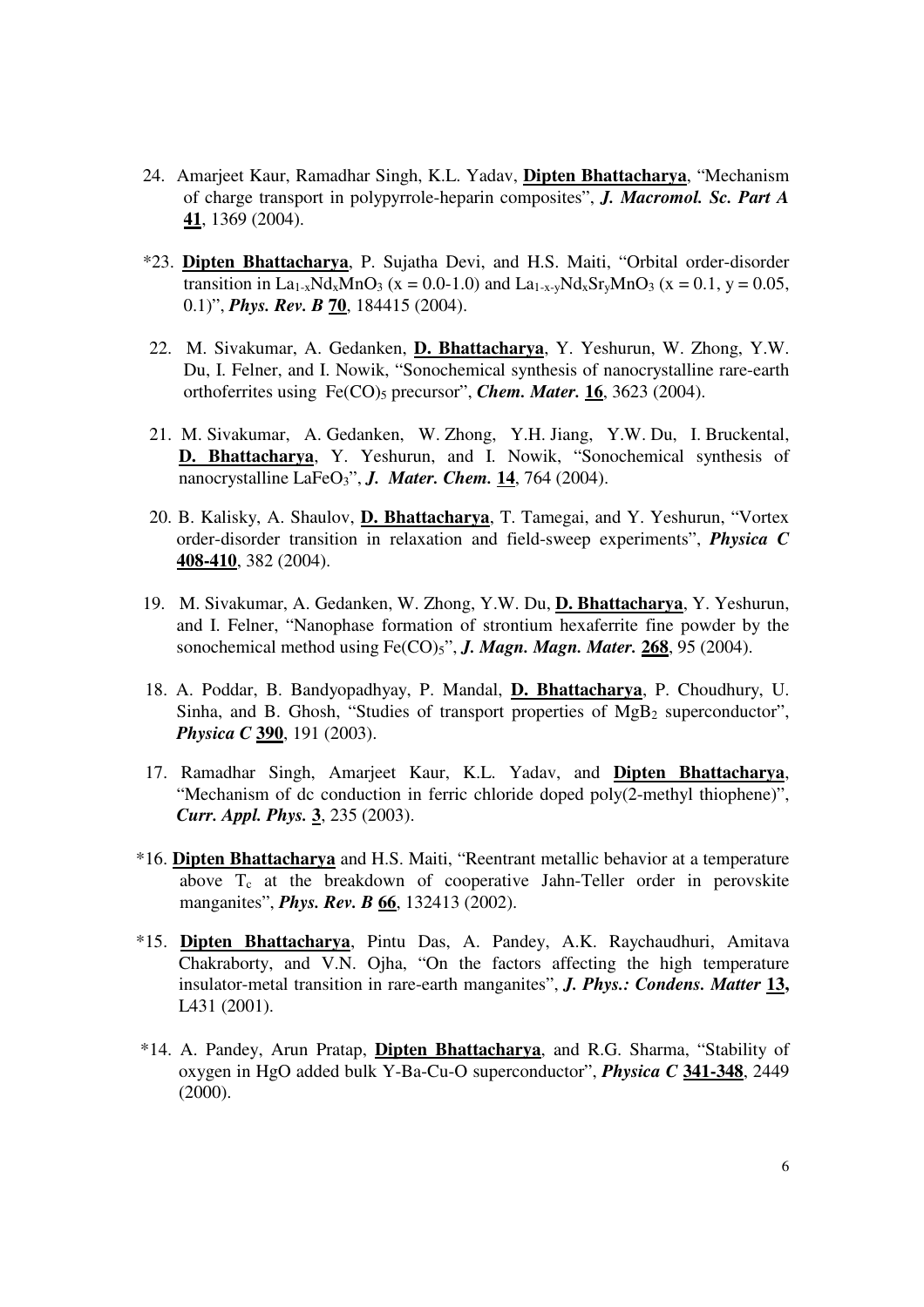24. Amarjeet Kaur, Ramadhar Singh, K.L. Yadav, **Dipten Bhattacharya**, "Mechanism of charge transport in polypyrrole-heparin composites", ***J. Macromol. Sc. Part A* 41**, 1369 (2004).

*23. **Dipten Bhattacharya**, P. Sujatha Devi, and H.S. Maiti, "Orbital order-disorder transition in $La_{1-x}Nd_xMnO_3$ (x = 0.0-1.0) and $La_{1-x-y}Nd_xSr_yMnO_3$ (x = 0.1, y = 0.05, 0.1)", ***Phys. Rev. B* 70**, 184415 (2004).

22. M. Sivakumar, A. Gedanken, **D. Bhattacharya**, Y. Yeshurun, W. Zhong, Y.W. Du, I. Felner, and I. Nowik, "Sonochemical synthesis of nanocrystalline rare-earth orthoferrites using $Fe(CO)_5$ precursor", ***Chem. Mater.* 16**, 3623 (2004).

21. M. Sivakumar, A. Gedanken, W. Zhong, Y.H. Jiang, Y.W. Du, I. Bruckental, **D. Bhattacharya**, Y. Yeshurun, and I. Nowik, "Sonochemical synthesis of nanocrystalline $LaFeO_3$", ***J. Mater. Chem.* 14**, 764 (2004).

20. B. Kalisky, A. Shaulov, **D. Bhattacharya**, T. Tamegai, and Y. Yeshurun, "Vortex order-disorder transition in relaxation and field-sweep experiments", ***Physica C* 408-410**, 382 (2004).

19. M. Sivakumar, A. Gedanken, W. Zhong, Y.W. Du, **D. Bhattacharya**, Y. Yeshurun, and I. Felner, "Nanophase formation of strontium hexaferrite fine powder by the sonochemical method using $Fe(CO)_5$", ***J. Magn. Magn. Mater.* 268**, 95 (2004).

18. A. Poddar, B. Bandyopadhyay, P. Mandal, **D. Bhattacharya**, P. Choudhury, U. Sinha, and B. Ghosh, "Studies of transport properties of $MgB_2$ superconductor", ***Physica C* 390**, 191 (2003).

17. Ramadhar Singh, Amarjeet Kaur, K.L. Yadav, and **Dipten Bhattacharya**, "Mechanism of dc conduction in ferric chloride doped poly(2-methyl thiophene)", ***Curr. Appl. Phys.* 3**, 235 (2003).

*16. **Dipten Bhattacharya** and H.S. Maiti, "Reentrant metallic behavior at a temperature above $T_c$ at the breakdown of cooperative Jahn-Teller order in perovskite manganites", ***Phys. Rev. B* 66**, 132413 (2002).

*15. **Dipten Bhattacharya**, Pintu Das, A. Pandey, A.K. Raychaudhuri, Amitava Chakraborty, and V.N. Ojha, "On the factors affecting the high temperature insulator-metal transition in rare-earth manganites", ***J. Phys.: Condens. Matter* 13,** L431 (2001).

*14. A. Pandey, Arun Pratap, **Dipten Bhattacharya**, and R.G. Sharma, "Stability of oxygen in HgO added bulk Y-Ba-Cu-O superconductor", ***Physica C* 341-348**, 2449 (2000).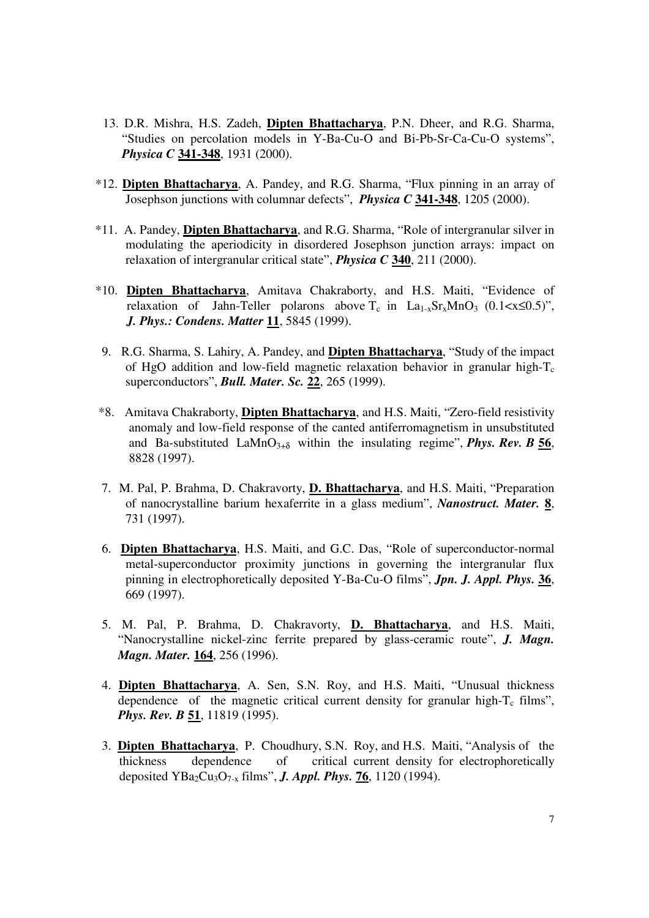13. D.R. Mishra, H.S. Zadeh, **Dipten Bhattacharya**, P.N. Dheer, and R.G. Sharma, "Studies on percolation models in Y-Ba-Cu-O and Bi-Pb-Sr-Ca-Cu-O systems", ***Physica C*** **341-348**, 1931 (2000).

*12. **Dipten Bhattacharya**, A. Pandey, and R.G. Sharma, "Flux pinning in an array of Josephson junctions with columnar defects", ***Physica C*** **341-348**, 1205 (2000).

*11. A. Pandey, **Dipten Bhattacharya**, and R.G. Sharma, "Role of intergranular silver in modulating the aperiodicity in disordered Josephson junction arrays: impact on relaxation of intergranular critical state", ***Physica C*** **340**, 211 (2000).

*10. **Dipten Bhattacharya**, Amitava Chakraborty, and H.S. Maiti, "Evidence of relaxation of Jahn-Teller polarons above $T_c$ in $La_{1-x}Sr_xMnO_3$ ($0.1<x\leq0.5$)", ***J. Phys.: Condens. Matter*** **11**, 5845 (1999).

9. R.G. Sharma, S. Lahiry, A. Pandey, and **Dipten Bhattacharya**, "Study of the impact of HgO addition and low-field magnetic relaxation behavior in granular high-$T_c$ superconductors", ***Bull. Mater. Sc.*** **22**, 265 (1999).

*8. Amitava Chakraborty, **Dipten Bhattacharya**, and H.S. Maiti, "Zero-field resistivity anomaly and low-field response of the canted antiferromagnetism in unsubstituted and Ba-substituted $LaMnO_{3+\delta}$ within the insulating regime", ***Phys. Rev. B*** **56**, 8828 (1997).

7. M. Pal, P. Brahma, D. Chakravorty, **D. Bhattacharya**, and H.S. Maiti, "Preparation of nanocrystalline barium hexaferrite in a glass medium", ***Nanostruct. Mater.*** **8**, 731 (1997).

6. **Dipten Bhattacharya**, H.S. Maiti, and G.C. Das, "Role of superconductor-normal metal-superconductor proximity junctions in governing the intergranular flux pinning in electrophoretically deposited Y-Ba-Cu-O films", ***Jpn. J. Appl. Phys.*** **36**, 669 (1997).

5. M. Pal, P. Brahma, D. Chakravorty, **D. Bhattacharya**, and H.S. Maiti, "Nanocrystalline nickel-zinc ferrite prepared by glass-ceramic route", ***J. Magn. Magn. Mater.*** **164**, 256 (1996).

4. **Dipten Bhattacharya**, A. Sen, S.N. Roy, and H.S. Maiti, "Unusual thickness dependence of the magnetic critical current density for granular high-$T_c$ films", ***Phys. Rev. B*** **51**, 11819 (1995).

3. **Dipten Bhattacharya**, P. Choudhury, S.N. Roy, and H.S. Maiti, "Analysis of the thickness dependence of critical current density for electrophoretically deposited $YBa_2Cu_3O_{7-x}$ films", ***J. Appl. Phys.*** **76**, 1120 (1994).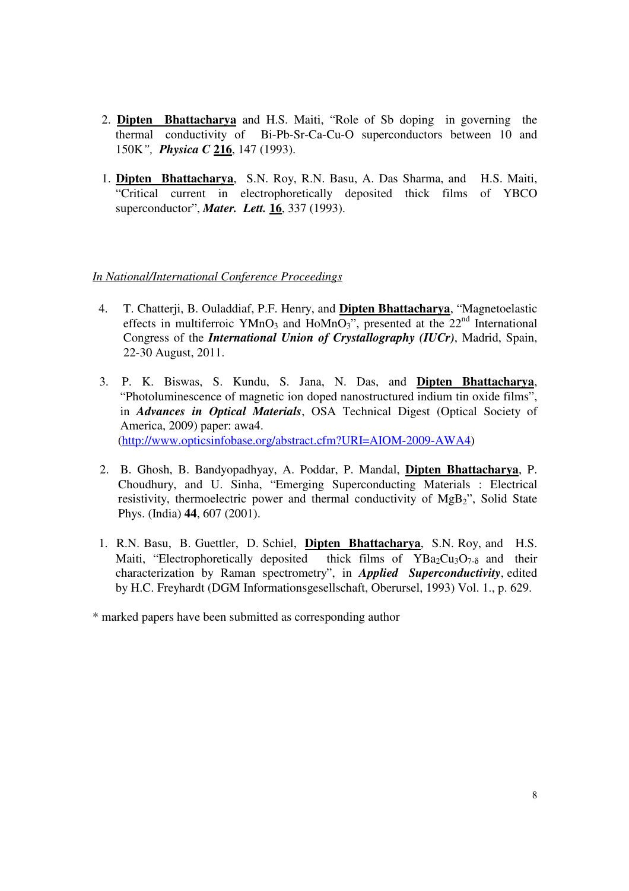2. **<u>Dipten Bhattacharya</u>** and H.S. Maiti, "Role of Sb doping in governing the thermal conductivity of Bi-Pb-Sr-Ca-Cu-O superconductors between 10 and 150K", ***Physica C*** **<u>216</u>**, 147 (1993).

1. **<u>Dipten Bhattacharya</u>**, S.N. Roy, R.N. Basu, A. Das Sharma, and H.S. Maiti, "Critical current in electrophoretically deposited thick films of YBCO superconductor", ***Mater. Lett.*** **<u>16</u>**, 337 (1993).

*<u>In National/International Conference Proceedings</u>*

4. T. Chatterji, B. Ouladdiaf, P.F. Henry, and **<u>Dipten Bhattacharya</u>**, "Magnetoelastic effects in multiferroic $YMnO_3$ and $HoMnO_3$", presented at the 22[nd] International Congress of the ***International Union of Crystallography (IUCr)***, Madrid, Spain, 22-30 August, 2011.

3. P. K. Biswas, S. Kundu, S. Jana, N. Das, and **<u>Dipten Bhattacharya</u>**, "Photoluminescence of magnetic ion doped nanostructured indium tin oxide films", in ***Advances in Optical Materials***, OSA Technical Digest (Optical Society of America, 2009) paper: awa4. (http://www.opticsinfobase.org/abstract.cfm?URI=AIOM-2009-AWA4)

2. B. Ghosh, B. Bandyopadhyay, A. Poddar, P. Mandal, **<u>Dipten Bhattacharya</u>**, P. Choudhury, and U. Sinha, "Emerging Superconducting Materials : Electrical resistivity, thermoelectric power and thermal conductivity of $MgB_2$", Solid State Phys. (India) **44**, 607 (2001).

1. R.N. Basu, B. Guettler, D. Schiel, **<u>Dipten Bhattacharya</u>**, S.N. Roy, and H.S. Maiti, "Electrophoretically deposited thick films of $YBa_2Cu_3O_{7-\delta}$ and their characterization by Raman spectrometry", in ***Applied Superconductivity***, edited by H.C. Freyhardt (DGM Informationsgesellschaft, Oberursel, 1993) Vol. 1., p. 629.

* marked papers have been submitted as corresponding author